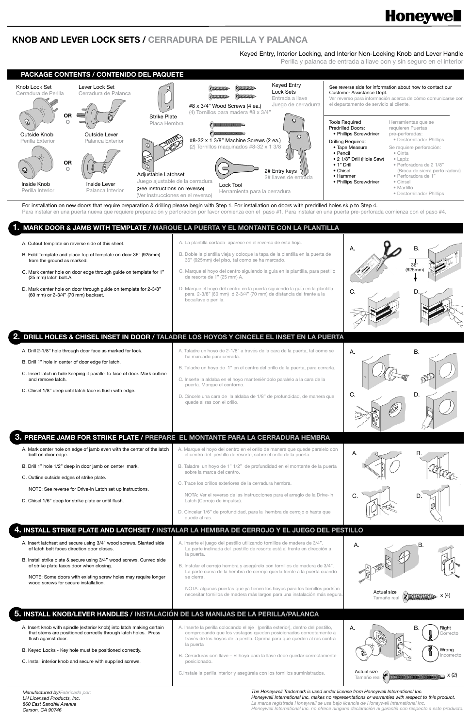Honeywell

# KNOB AND LEVER LOCK SETS / CERRADURA DE PERILLA Y PALANCA

Keyed Entry, Interior Locking, and Interior Non-Locking Knob and Lever Handle
Perilla y palanca de entrada a llave con y sin seguro en el interior

## PACKAGE CONTENTS / CONTENIDO DEL PAQUETE

Knob Lock Set
Cerradura de Perilla

OR
O

Lever Lock Set
Cerradura de Palanca

Outside Knob
Perilla Exterior

Outside Lever
Palanca Exterior

OR
O

Inside Knob
Perilla Interior

Inside Lever
Palanca Interior

Strike Plate
Placa Hembra

Adjustable Latchset
Juego ajustable de la cerradura
(See instructions on reverse)
(Ver instrucciones en el reverso)

#8 x 3/4" Wood Screws (4 ea.)
(4) Tornillos para madera #8 x 3/4"

#8-32 x 1 3/8" Machine Screws (2 ea.)
(2) Tornillos maquinados #8-32 x 1 3/8

Lock Tool
Herramienta para la cerradura

Keyed Entry Lock Sets
Entrada a llave
Juego de cerradurra

2# Entry keys
2# llaves de entrada

See reverse side for information about how to contact our Customer Assistance Dept.
Ver reverso para información acerca de cómo comunicarse con el departamento de servicio al cliente.

Tools Required
Predrilled Doors:
- Phillips Screwdriver

Drilling Required:
- Tape Measure
- Pencil
- 2 1/8" Drill (Hole Saw)
- 1" Drill
- Chisel
- Hammer
- Phillips Screwdriver

Herramientas que se requieren Puertas pre-perforadas:
- Destornillador Phillips

Se requiere perforación:
- Cinta
- Lapiz
- Perforadora de 2 1/8" (Broca de sierra perfo radora)
- Perforadora de 1"
- Cinsel
- Martillo
- Destornillador Phillips

For installation on new doors that require preparation & drilling please begin with Step 1. For installation on doors with predrilled holes skip to Step 4.
Para instalar en una puerta nueva que requiere preparación y perforación por favor comienza con el paso #1. Para instalar en una puerta pre-perforada comienza con el paso #4.

## 1. MARK DOOR & JAMB WITH TEMPLATE / MARQUE LA PUERTA Y EL MONTANTE CON LA PLANTILLA

A. Cutout template on reverse side of this sheet.

B. Fold Template and place top of template on door 36" (925mm) from the ground as marked.

C. Mark center hole on door edge through guide on template for 1" (25 mm) latch bolt.A.

D. Mark center hole on door through guide on template for 2-3/8" (60 mm) or 2-3/4" (70 mm) backset.

A. La plantilla cortada aparece en el reverso de esta hoja.

B. Doble la plantilla vieja y coloque la tapa de la plantilla en la puerta de 36" (925mm) del piso, tal como se ha marcado.

C. Marque el hoyo del centro siguiendo la guía en la plantilla, para pestillo de resorte de 1" (25 mm) A.

D. Marque el hoyo del centro en la puerta siguiendo la guía en la plantilla para 2-3/8" (60 mm) ó 2-3/4" (70 mm) de distancia del frente a la bocallave o perilla.

A. B. 36" (925mm) C. D.

## 2. DRILL HOLES & CHISEL INSET IN DOOR / TALADRE LOS HOYOS Y CINCELE EL INSET EN LA PUERTA

A. Drill 2-1/8" hole through door face as marked for lock.

B. Drill 1" hole in center of door edge for latch.

C. Insert latch in hole keeping it parallel to face of door. Mark outline and remove latch.

D. Chisel 1/8" deep until latch face is flush with edge.

A. Taladre un hoyo de 2-1/8" a través de la cara de la puerta, tal como se ha marcado para cerrarla.

B. Taladre un hoyo de 1" en el centro del orillo de la puerta, para cerrarla.

C. Inserte la aldaba en el hoyo manteniéndolo paralelo a la cara de la puerta. Marque el contorno.

D. Cincele una cara de la aldaba de 1/8" de profundidad, de manera que quede al ras con el orillo.

A. B. C. D.

## 3. PREPARE JAMB FOR STRIKE PLATE / PREPARE EL MONTANTE PARA LA CERRADURA HEMBRA

A. Mark center hole on edge of jamb even with the center of the latch bolt on door edge.

B. Drill 1" hole 1/2" deep in door jamb on center mark.

C. Outline outside edges of strike plate.

NOTE: See reverse for Drive-in Latch set up instructions.

D. Chisel 1/6" deep for strike plate or until flush.

A. Marque el hoyo del centro en el orillo de manera que quede paralelo con el centro del pestillo de resorte, sobre el orillo de la puerta.

B. Taladre un hoyo de 1" 1/2" de profundidad en el montante de la puerta sobre la marca del centro.

C. Trace los orillos exteriores de la cerradura hembra.

NOTA: Ver el reverso de las instrucciones para el arreglo de la Drive-in Latch (Cerrojo de impulso).

D. Cincelar 1/6" de profundidad, para la hembra de cerrojo o hasta que quede al ras.

A. B. C. D.

## 4. INSTALL STRIKE PLATE AND LATCHSET / INSTALAR LA HEMBRA DE CERROJO Y EL JUEGO DEL PESTILLO

A. Insert latchset and secure using 3/4" wood screws. Slanted side of latch bolt faces direction door closes.

B. Install strike plate & secure using 3/4" wood screws. Curved side of strike plate faces door when closing.

NOTE: Some doors with existing screw holes may require longer wood screws for secure installation.

A. Inserte el juego del pestillo utilizando tornillos de madera de 3/4". La parte inclinada del pestillo de resorte está al frente en dirección a la puerta.

B. Instalar el cerrojo hembra y asegúrelo con tornillos de madera de 3/4". La parte curva de la hembra de cerrojo queda frente a la puerta cuando se cierra.

NOTA: algunas puertas que ya tienen los hoyos para los tornillos podrían necesitar tornillos de madera más largos para una instalación más segura.

A. B.

Actual size
Tamaño real
x (4)

## 5. INSTALL KNOB/LEVER HANDLES / INSTALACIÓN DE LAS MANIJAS DE LA PERILLA/PALANCA

A. Insert knob with spindle (exterior knob) into latch making certain that stems are positioned correctly through latch holes. Press flush against door.

B. Keyed Locks - Key hole must be positioned correctly.

C. Install interior knob and secure with supplied screws.

A. Inserte la perilla colocando el eje (perilla exterior), dentro del pestillo, comprobando que los vástagos queden posicionados correctamente a través de los hoyos de la perilla. Oprima para que queden al ras contra la puerta

B. Cerraduras con llave – El hoyo para la llave debe quedar correctamente posicionado.

C.Instale la perilla interior y asegúrela con los tornillos suministrados.

A. B.

Right
Correcto

Wrong
Incorrecto

Actual size
Tamaño real
x (2)

*Manufactured by/Fabricado por:*
*LH Licensed Products, Inc.*
*860 East Sandhill Avenue*
*Carson, CA 90746*

*The Honeywell Trademark is used under license from Honeywell International Inc.*
*Honeywell International Inc. makes no representations or warranties with respect to this product.*
*La marca registrada Honeywell se usa bajo licencia de Honeywell International Inc.*
*Honeywell International Inc. no ofrece ninguna declaración ni garantía con respecto a este producto.*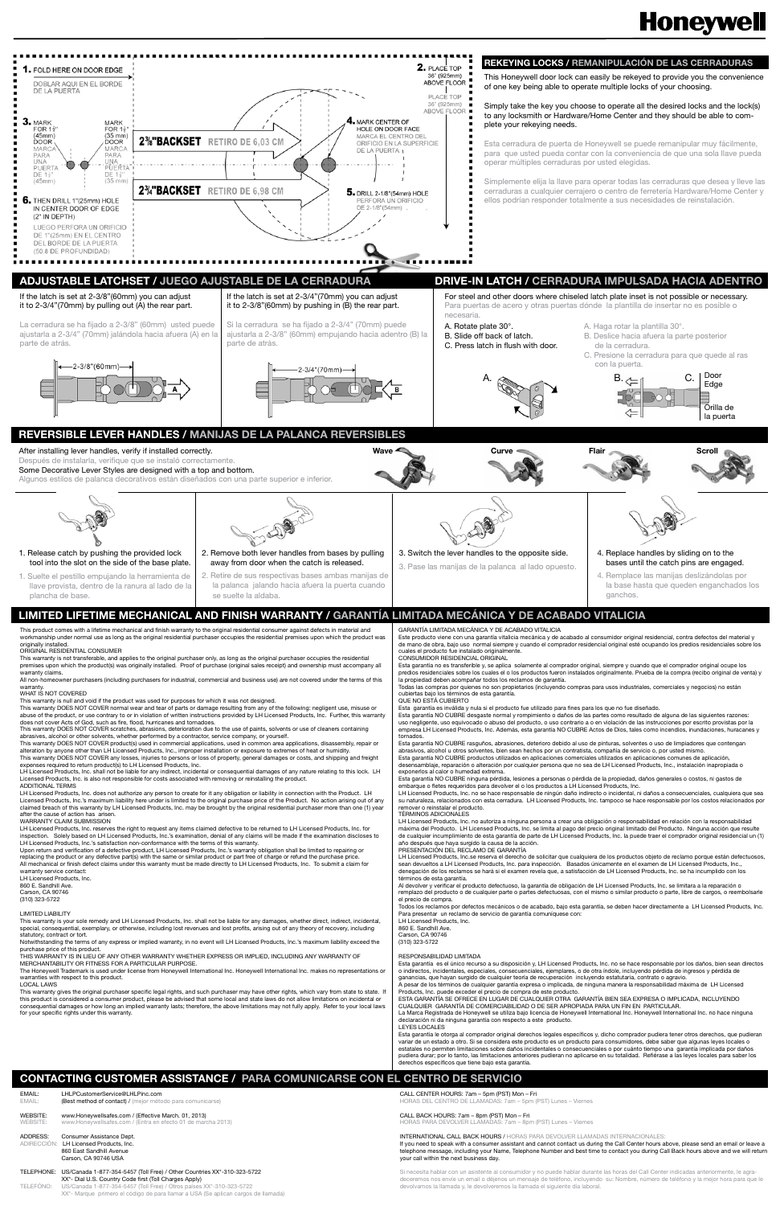# Honeywell

1. FOLD HERE ON DOOR EDGE
DOBLAR AQUI EN EL BORDE DE LA PUERTA

2. PLACE TOP 36" (925mm) ABOVE FLOOR
PLACE TOP 36" (925mm) ABOVE FLOOR

3. MARK FOR 1¾" (45mm) DOOR
MARCA PARA UNA PUERTA DE 1¾" (45mm)

MARK FOR 1⅜" (35 mm) DOOR
MARCA PARA UNA PUERTA DE 1⅜" (35mm)

4. MARK CENTER OF HOLE ON DOOR FACE
MARCA EL CENTRO DEL ORIFICIO EN LA SUPERFICIE DE LA PUERTA

2⅜"BACKSET RETIRO DE 6,03 CM

2¾"BACKSET RETIRO DE 6,98 CM

5. DRILL 2-1/8"(54mm) HOLE
PERFORA UN ORIFICIO DE 2-1/8"(54mm)

6. THEN DRILL 1"(25mm) HOLE IN CENTER DOOR OF EDGE (2" IN DEPTH)
LUEGO PERFORA UN ORIFICIO DE 1"(25mm) EN EL CENTRO DEL BORDE DE LA PUERTA (50.8 DE PROFUNDIDAD)

## REKEYING LOCKS / REMANIPULACIÓN DE LAS CERRADURAS

This Honeywell door lock can easily be rekeyed to provide you the convenience of one key being able to operate multiple locks of your choosing.

Simply take the key you choose to operate all the desired locks and the lock(s) to any locksmith or Hardware/Home Center and they should be able to complete your rekeying needs.

Esta cerradura de puerta de Honeywell se puede remanipular muy fácilmente, para que usted pueda contar con la conveniencia de que una sola llave pueda operar múltiples cerraduras por usted elegidas.

Simplemente elija la llave para operar todas las cerraduras que desea y lleve las cerraduras a cualquier cerrajero o centro de ferretería Hardware/Home Center y ellos podrían responder totalmente a sus necesidades de reinstalación.

## ADJUSTABLE LATCHSET / JUEGO AJUSTABLE DE LA CERRADURA

If the latch is set at 2-3/8"(60mm) you can adjust it to 2-3/4"(70mm) by pulling out (A) the rear part.

La cerradura se ha fijado a 2-3/8" (60mm) usted puede ajustarla a 2-3/4" (70mm) jalándola hacia afuera (A) en la parte de atrás.

2-3/8"(60mm) A

If the latch is set at 2-3/4"(70mm) you can adjust it to 2-3/8"(60mm) by pushing in (B) the rear part.

Si la cerradura se ha fijado a 2-3/4" (70mm) puede ajustarla a 2-3/8" (60mm) empujando hacia adentro (B) la parte de atrás.

2-3/4"(70mm) B

## DRIVE-IN LATCH / CERRADURA IMPULSADA HACIA ADENTRO

For steel and other doors where chiseled latch plate inset is not possible or necessary.
Para puertas de acero y otras puertas donde la plantilla de insertar no es posible o necesaria.

A. Rotate plate 30°.
B. Slide off back of latch.
C. Press latch in flush with door.

A. Haga rotar la plantilla 30°.
B. Deslice hacia afuera la parte posterior de la cerradura.
C. Presione la cerradura para que quede al ras con la puerta.

A. B. C. Door Edge / Orilla de la puerta

## REVERSIBLE LEVER HANDLES / MANIJAS DE LA PALANCA REVERSIBLES

After installing lever handles, verify if installed correctly.
Después de instalarla, verifique que se instaló correctamente.
Some Decorative Lever Styles are designed with a top and bottom.
Algunos estilos de palanca decorativos están diseñados con una parte superior e inferior.

Wave Curve Flair Scroll

1. Release catch by pushing the provided lock tool into the slot on the side of the base plate.
1. Suelte el pestillo empujando la herramienta de llave provista, dentro de la ranura al lado de la plancha de base.

2. Remove both lever handles from bases by pulling away from door when the catch is released.
2. Retire de sus respectivas bases ambas manijas de la palanca jalando hacia afuera la puerta cuando se suelte la aldaba.

3. Switch the lever handles to the opposite side.
3. Pase las manijas de la palanca al lado opuesto.

4. Replace handles by sliding on to the bases until the catch pins are engaged.
4. Remplace las manijas deslizándolas por la base hasta que queden enganchados los ganchos.

## LIMITED LIFETIME MECHANICAL AND FINISH WARRANTY / GARANTÍA LIMITADA MECÁNICA Y DE ACABADO VITALICIA

This product comes with a limited lifetime mechanical and finish warranty to the original residential consumer against defects in material and workmanship under normal use as long as the original residential purchaser occupies the residential premises upon which the product was originally installed.

ORIGINAL RESIDENTIAL CONSUMER
This warranty is not transferable, and applies to the original purchaser only, as long as the original purchaser occupies the residential premises upon which the product(s) was originally installed. Proof of purchase (original sales receipt) and ownership must accompany all warranty claims.
All non-homeowner purchasers (including purchasers for industrial, commercial and business use) are not covered under the terms of this warranty.

WHAT IS NOT COVERED
This warranty is null and void if the product was used for purposes for which it was not designed.
This warranty DOES NOT COVER normal wear and tear of parts or damage resulting from any of the following: negligent use, misuse or abuse of the product, or use contrary to or in violation of written instructions provided by LH Licensed Products, Inc. Further, this warranty does not cover Acts of God, such as fire, flood, hurricanes and tornadoes.
This warranty DOES NOT COVER scratches, abrasions, deterioration due to the use of paints, solvents or use of cleaners containing abrasives, alcohol or other solvents, whether performed by a contractor, service company, or yourself.
This warranty DOES NOT COVER product(s) used in commercial applications, used in common area applications, disassembly, repair or alteration by anyone other than LH Licensed Products, Inc., improper installation or exposure to extremes of heat or humidity.
This warranty DOES NOT COVER any losses, injuries to persons or loss of property, general damages or costs, and shipping and freight expenses required to return product(s) to LH Licensed Products, Inc.
LH Licensed Products, Inc. shall not be liable for any indirect, incidental or consequential damages of any nature relating to this lock. LH Licensed Products, Inc. is also not responsible for costs associated with removing or reinstalling the product.

ADDITIONAL TERMS
LH Licensed Products, Inc. does not authorize any person to create for it any obligation or liability in connection with the Product. LH Licensed Products, Inc.'s maximum liability here under is limited to the original purchase price of the Product. No action arising out of any claimed breach of this warranty by LH Licensed Products, Inc. may be brought by the original residential purchaser more than one (1) year after the cause of action has arisen.

WARRANTY CLAIM SUBMISSION
LH Licensed Products, Inc. reserves the right to request any items claimed defective to be returned to LH Licensed Products, Inc. for inspection. Solely based on LH Licensed Products, Inc.'s examination, denial of any claims will be made if the examination discloses to LH Licensed Products, Inc.'s satisfaction non-conformance with the terms of this warranty.
Upon return and verification of a defective product, LH Licensed Products, Inc.'s warranty obligation shall be limited to repairing or replacing the product or any defective part(s) with the same or similar product or part free of charge or refund the purchase price.
All mechanical or finish defect claims under this warranty must be made directly to LH Licensed Products, Inc. To submit a claim for warranty service contact:
LH Licensed Products, Inc.
860 E. Sandhill Ave.
Carson, CA 90746
(310) 323-5722

LIMITED LIABILITY
This warranty is your sole remedy and LH Licensed Products, Inc. shall not be liable for any damages, whether direct, indirect, incidental, special, consequential, exemplary, or otherwise, including lost revenues and lost profits, arising out of any theory of recovery, including statutory, contract or tort.
Notwithstanding the terms of any express or implied warranty, in no event will LH Licensed Products, Inc.'s maximum liability exceed the purchase price of this product.
THIS WARRANTY IS IN LIEU OF ANY OTHER WARRANTY WHETHER EXPRESS OR IMPLIED, INCLUDING ANY WARRANTY OF MERCHANTABILITY OR FITNESS FOR A PARTICULAR PURPOSE.
The Honeywell Trademark is used under license from Honeywell International Inc. Honeywell International Inc. makes no representations or warranties with respect to this product.

LOCAL LAWS
This warranty gives the original purchaser specific legal rights, and such purchaser may have other rights, which vary from state to state. If this product is considered a consumer product, please be advised that some local and state laws do not allow limitations on incidental or consequential damages or how long an implied warranty lasts; therefore, the above limitations may not fully apply. Refer to your local laws for your specific rights under this warranty.

GARANTÍA LIMITADA MECÁNICA Y DE ACABADO VITALICIA
Este producto viene con una garantía vitalicia mecánica y de acabado al consumidor original residencial, contra defectos del material y de mano de obra, bajo uso normal siempre y cuando el comprador residencial original esté ocupando los predios residenciales sobre los cuales el producto fue instalado originalmente.

CONSUMIDOR RESIDENCIAL ORIGINAL
Esta garantía no es transferible y, se aplica solamente al comprador original, siempre y cuando que el comprador original ocupe los predios residenciales sobre los cuales el o los productos fueron instalados originalmente. Prueba de la compra (recibo original de venta) y la propiedad deben acompañar todos los reclamos de garantía.
Todas las compras por quienes no son propietarios (incluyendo compras para usos industriales, comerciales y negocios) no están cubiertas bajo los términos de esta garantía.

QUE NO ESTÁ CUBIERTO
Esta garantía es inválida y nula si el producto fue utilizado para fines para los que no fue diseñado.
Esta garantía NO CUBRE desgaste normal y rompimiento o daños de las partes como resultado de alguna de las siguientes razones: uso negligente, uso equivocado o abuso del producto, o uso contrario a o en violación de las instrucciones por escrito provistas por la empresa LH Licensed Products, Inc. Además, esta garantía NO CUBRE Actos de Dios, tales como incendios, inundaciones, huracanes y tornados.
Esta garantía NO CUBRE rasguños, abrasiones, deterioro debido al uso de pinturas, solventes o uso de limpiadores que contengan abrasivos, alcohol u otros solventes, bien sean hechos por un contratista, compañía de servicio o, por usted mismo.
Esta garantía NO CUBRE productos utilizados en aplicaciones comerciales utilizados en aplicaciones comunes de aplicación, desensamblaje, reparación o alteración por cualquier persona que no sea de LH Licensed Products, Inc., instalación inapropiada o exponerlos al calor o humedad extrema.
Esta garantía NO CUBRE ninguna pérdida, lesiones a personas o pérdida de la propiedad, daños generales o costos, ni gastos de embarque o fletes requeridos para devolver el o los productos a LH Licensed Products, Inc.
LH Licensed Products, Inc. no se hace responsable de ningún daño indirecto o incidental, ni daños a consecuenciales, cualquiera que sea su naturaleza, relacionados con esta cerradura. LH Licensed Products, Inc. tampoco se hace responsable por los costos relacionados por remover o reinstalar el producto.

TÉRMINOS ADICIONALES
LH Licensed Products, Inc. no autoriza a ninguna persona a crear una obligación o responsabilidad en relación con la responsabilidad máxima del Producto. LH Licensed Products, Inc. se limita al pago del precio original limitado del Producto. Ninguna acción que resulte de cualquier incumplimiento de esta garantía de parte de LH Licensed Products, Inc. la puede traer el comprador original residencial un (1) año después que haya surgido la causa de la acción.

PRESENTACIÓN DEL RECLAMO DE GARANTÍA
LH Licensed Products, Inc.se reserva el derecho de solicitar que cualquiera de los productos objeto de reclamo porque están defectuosos, sean devueltos a LH Licensed Products, Inc. para inspección. Basados únicamente en el examen de LH Licensed Products, Inc., denegación de los reclamos se hará si el examen revela que, a satisfacción de LH Licensed Products, Inc. se ha incumplido con los términos de esta garantía.
Al devolver y verificar el producto defectuoso, la garantía de obligación de LH Licensed Products, Inc. se limitara a la reparación o remplazo del producto o de cualquier parte o partes defectuosas, con el mismo o similar producto o parte, libre de cargos, o reembolsarle el precio de compra.
Todos los reclamos por defectos mecánicos o de acabado, bajo esta garantía, se deben hacer directamente a LH Licensed Products, Inc. Para presentar un reclamo de servicio de garantía comuníquese con:
LH Licensed Products, Inc.
860 E. Sandhill Ave.
Carson, CA 90746
(310) 323-5722

RESPONSABILIDAD LIMITADA
Esta garantía es el único recurso a su disposición y, LH Licensed Products, Inc. no se hace responsable por los daños, bien sean directos o indirectos, incidentales, especiales, consecuenciales, ejemplares, o de otra índole, incluyendo pérdida de ingresos y pérdida de ganancias, que hayan surgido de cualquier teoría de recuperación incluyendo estatutaria, contrato o agravio.
A pesar de los términos de cualquier garantía expresa o implicada, de ninguna manera la responsabilidad máxima de LH Licensed Products, Inc. puede exceder el precio de compra de este producto.
ESTA GARANTÍA SE OFRECE EN LUGAR DE CUALQUIER OTRA GARANTÍA BIEN SEA EXPRESA O IMPLICADA, INCLUYENDO CUALQUIER GARANTÍA DE COMERCIABILIDAD O DE SER APROPIADA PARA UN FIN PARTICULAR.
La Marca Registrada de Honeywell se utiliza bajo licencia de Honeywell International Inc. Honeywell International Inc. no hace ninguna declaración ni da ninguna garantía con respecto a este producto.

LEYES LOCALES
Esta garantía le otorga al comprador original derechos legales específicos y, dicho comprador pudiera tener otros derechos, que pudieran variar de un estado a otro. Si se considera este producto es un producto para consumidores, debe saber que algunas leyes locales o estatales no permiten limitaciones sobre daños incidentales o consecuenciales o por cuánto tiempo una garantía implicada por daños pudiera durar; por lo tanto, las limitaciones anteriores pudieran no aplicarse en su totalidad. Refiérase a las leyes locales para saber los derechos específicos que tiene bajo esta garantía.

## CONTACTING CUSTOMER ASSISTANCE / PARA COMUNICARSE CON EL CENTRO DE SERVICIO

EMAIL: LHLPCustomerService@LHLPinc.com
(Best method of contact) / (mejor método para comunicarse)

WEBSITE: www.HoneywellSafes.com / (Effective March. 01, 2013)
WEBSITE: www.Honeywellsafes.com / (Entra en efecto 01 de marcha 2013)

ADDRESS: Consumer Assistance Dept.
ADIRECCIÓN: LH Licensed Products, Inc.
860 East Sandhill Avenue
Carson, CA 90746 USA

TELEPHONE: US/Canada 1-877-354-5457 (Toll Free) / Other Countries XX*-310-323-5722
XX*- Dial U.S. Country Code first (Toll Charges Apply)
TELEFÓNO: US/Canada 1-877-354-5457 (Toll Free) / Otros países XX*-310-323-5722
XX*- Marque primero el código de para llamar a USA (Se aplican cargos de llamada)

CALL CENTER HOURS: 7am – 5pm (PST) Mon – Fri
HORAS DEL CENTRO DE LLAMADAS: 7am – 5pm (PST) Lunes – Viernes

CALL BACK HOURS: 7am – 8pm (PST) Mon – Fri
HORAS PARA DEVOLVER LLAMADAS: 7am – 8pm (PST) Lunes – Viernes

INTERNATIONAL CALL BACK HOURS / HORAS PARA DEVOLVER LLAMADAS INTERNACIONALES:
If you need to speak with a consumer assistant and cannot contact us during the Call Center hours above, please send an email or leave a telephone message, including your Name, Telephone Number and best time to contact you during Call Back hours above and we will return your call within the next business day.

Si necesita hablar con un asistente al consumidor y no puede hablar durante las horas del Call Center indicadas anteriormente, le agradeceremos nos envíe un email o dejenos un mensaje de teléfono, incluyendo su: Nombre, número de teléfono y la mejor hora para que le devolvamos la llamada y, le devolveremos la llamada el siguiente día laboral.